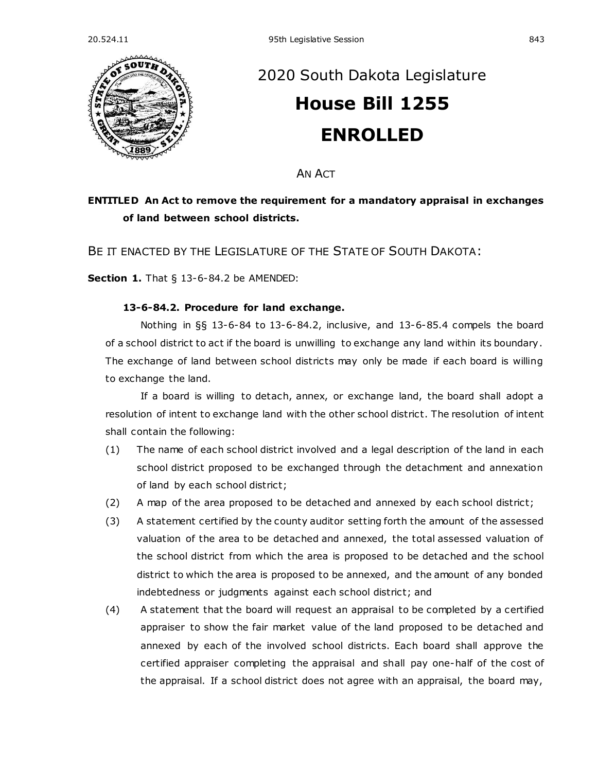# 2020 South Dakota Legislature

# House Bill 1255

# ENROLLED

AN ACT

**ENTITLED An Act to remove the requirement for a mandatory appraisal in exchanges of land between school districts.**

BE IT ENACTED BY THE LEGISLATURE OF THE STATE OF SOUTH DAKOTA:

**Section 1.** That § 13-6-84.2 be AMENDED:

**13-6-84.2. Procedure for land exchange.**

Nothing in §§ 13-6-84 to 13-6-84.2, inclusive, and 13-6-85.4 compels the board of a school district to act if the board is unwilling to exchange any land within its boundary. The exchange of land between school districts may only be made if each board is willing to exchange the land.

If a board is willing to detach, annex, or exchange land, the board shall adopt a resolution of intent to exchange land with the other school district. The resolution of intent shall contain the following:

(1) The name of each school district involved and a legal description of the land in each school district proposed to be exchanged through the detachment and annexation of land by each school district;

(2) A map of the area proposed to be detached and annexed by each school district;

(3) A statement certified by the county auditor setting forth the amount of the assessed valuation of the area to be detached and annexed, the total assessed valuation of the school district from which the area is proposed to be detached and the school district to which the area is proposed to be annexed, and the amount of any bonded indebtedness or judgments against each school district; and

(4) A statement that the board will request an appraisal to be completed by a certified appraiser to show the fair market value of the land proposed to be detached and annexed by each of the involved school districts. Each board shall approve the certified appraiser completing the appraisal and shall pay one-half of the cost of the appraisal. If a school district does not agree with an appraisal, the board may,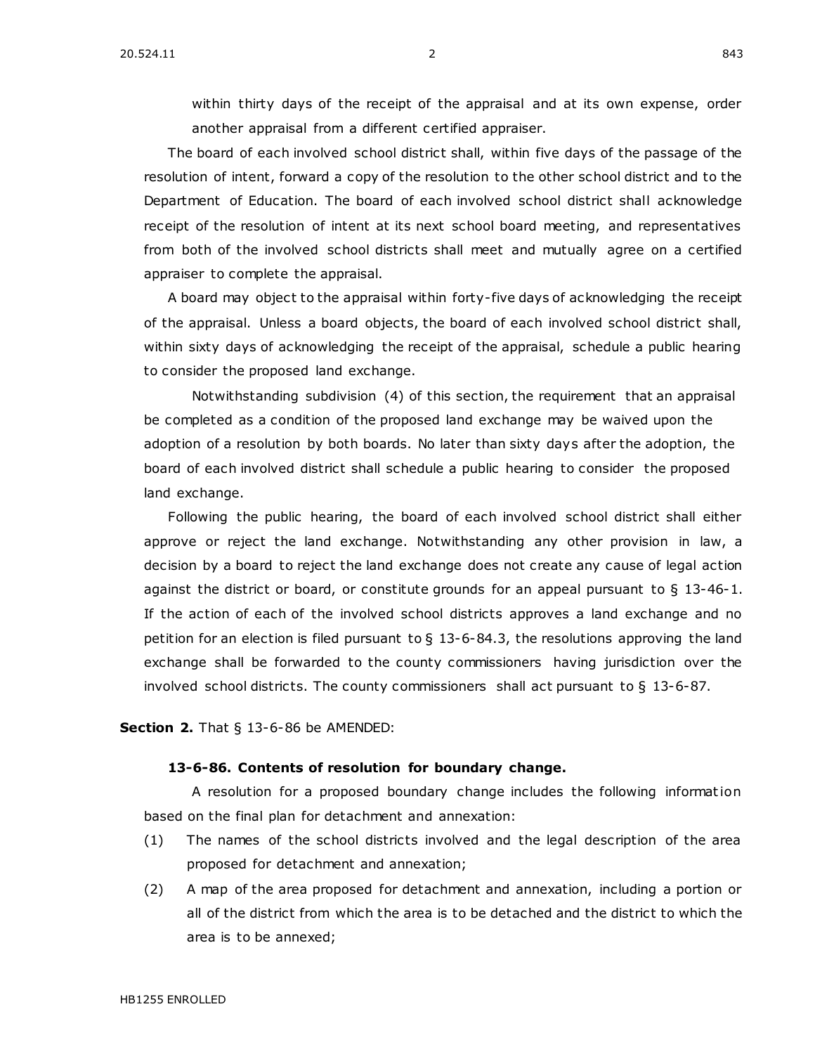within thirty days of the receipt of the appraisal and at its own expense, order another appraisal from a different certified appraiser.

The board of each involved school district shall, within five days of the passage of the resolution of intent, forward a copy of the resolution to the other school district and to the Department of Education. The board of each involved school district shall acknowledge receipt of the resolution of intent at its next school board meeting, and representatives from both of the involved school districts shall meet and mutually agree on a certified appraiser to complete the appraisal.

A board may object to the appraisal within forty-five days of acknowledging the receipt of the appraisal. Unless a board objects, the board of each involved school district shall, within sixty days of acknowledging the receipt of the appraisal, schedule a public hearing to consider the proposed land exchange.

Notwithstanding subdivision (4) of this section, the requirement that an appraisal be completed as a condition of the proposed land exchange may be waived upon the adoption of a resolution by both boards. No later than sixty days after the adoption, the board of each involved district shall schedule a public hearing to consider the proposed land exchange.

Following the public hearing, the board of each involved school district shall either approve or reject the land exchange. Notwithstanding any other provision in law, a decision by a board to reject the land exchange does not create any cause of legal action against the district or board, or constitute grounds for an appeal pursuant to § 13-46-1. If the action of each of the involved school districts approves a land exchange and no petition for an election is filed pursuant to § 13-6-84.3, the resolutions approving the land exchange shall be forwarded to the county commissioners having jurisdiction over the involved school districts. The county commissioners shall act pursuant to § 13-6-87.

**Section 2.** That § 13-6-86 be AMENDED:

**13-6-86. Contents of resolution for boundary change.**

A resolution for a proposed boundary change includes the following information based on the final plan for detachment and annexation:

(1) The names of the school districts involved and the legal description of the area proposed for detachment and annexation;

(2) A map of the area proposed for detachment and annexation, including a portion or all of the district from which the area is to be detached and the district to which the area is to be annexed;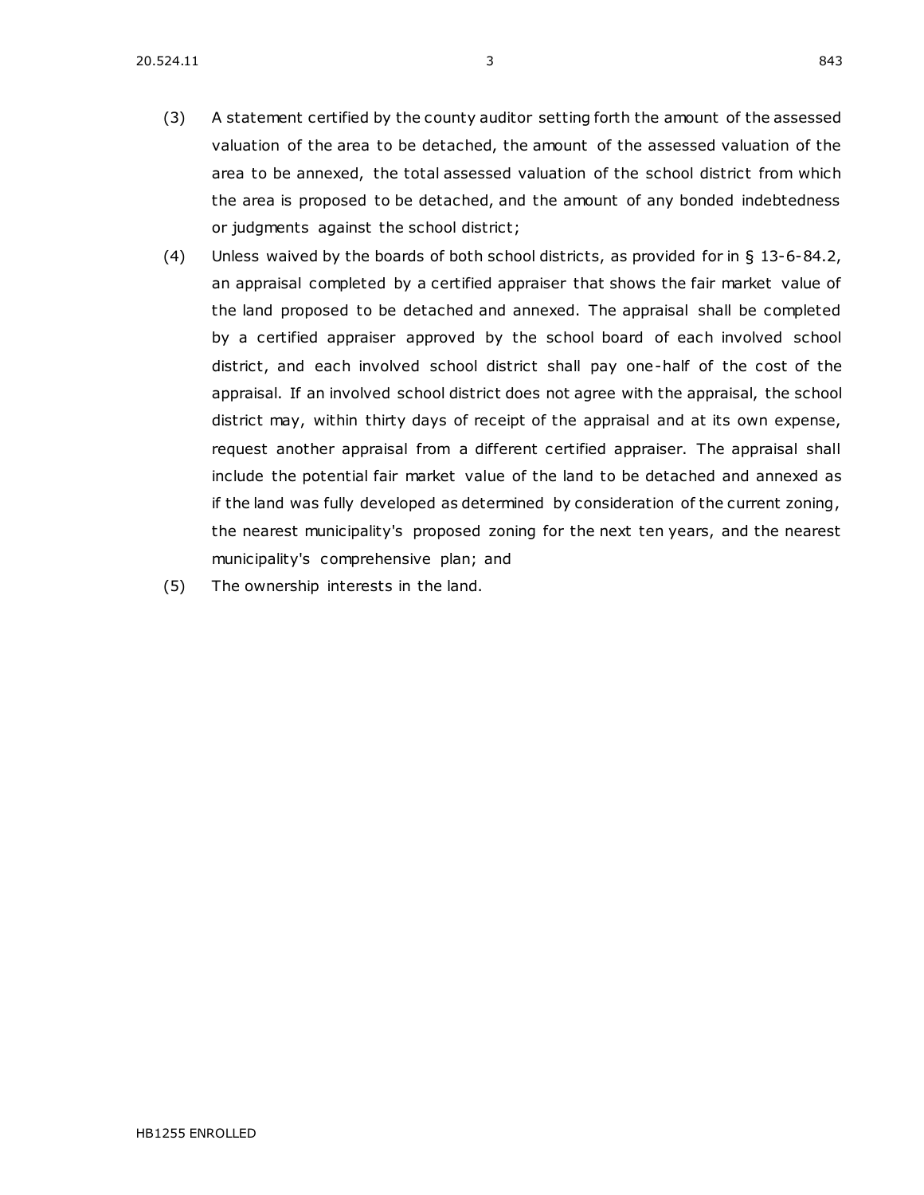(3) A statement certified by the county auditor setting forth the amount of the assessed valuation of the area to be detached, the amount of the assessed valuation of the area to be annexed, the total assessed valuation of the school district from which the area is proposed to be detached, and the amount of any bonded indebtedness or judgments against the school district;

(4) Unless waived by the boards of both school districts, as provided for in § 13-6-84.2, an appraisal completed by a certified appraiser that shows the fair market value of the land proposed to be detached and annexed. The appraisal shall be completed by a certified appraiser approved by the school board of each involved school district, and each involved school district shall pay one-half of the cost of the appraisal. If an involved school district does not agree with the appraisal, the school district may, within thirty days of receipt of the appraisal and at its own expense, request another appraisal from a different certified appraiser. The appraisal shall include the potential fair market value of the land to be detached and annexed as if the land was fully developed as determined by consideration of the current zoning, the nearest municipality's proposed zoning for the next ten years, and the nearest municipality's comprehensive plan; and

(5) The ownership interests in the land.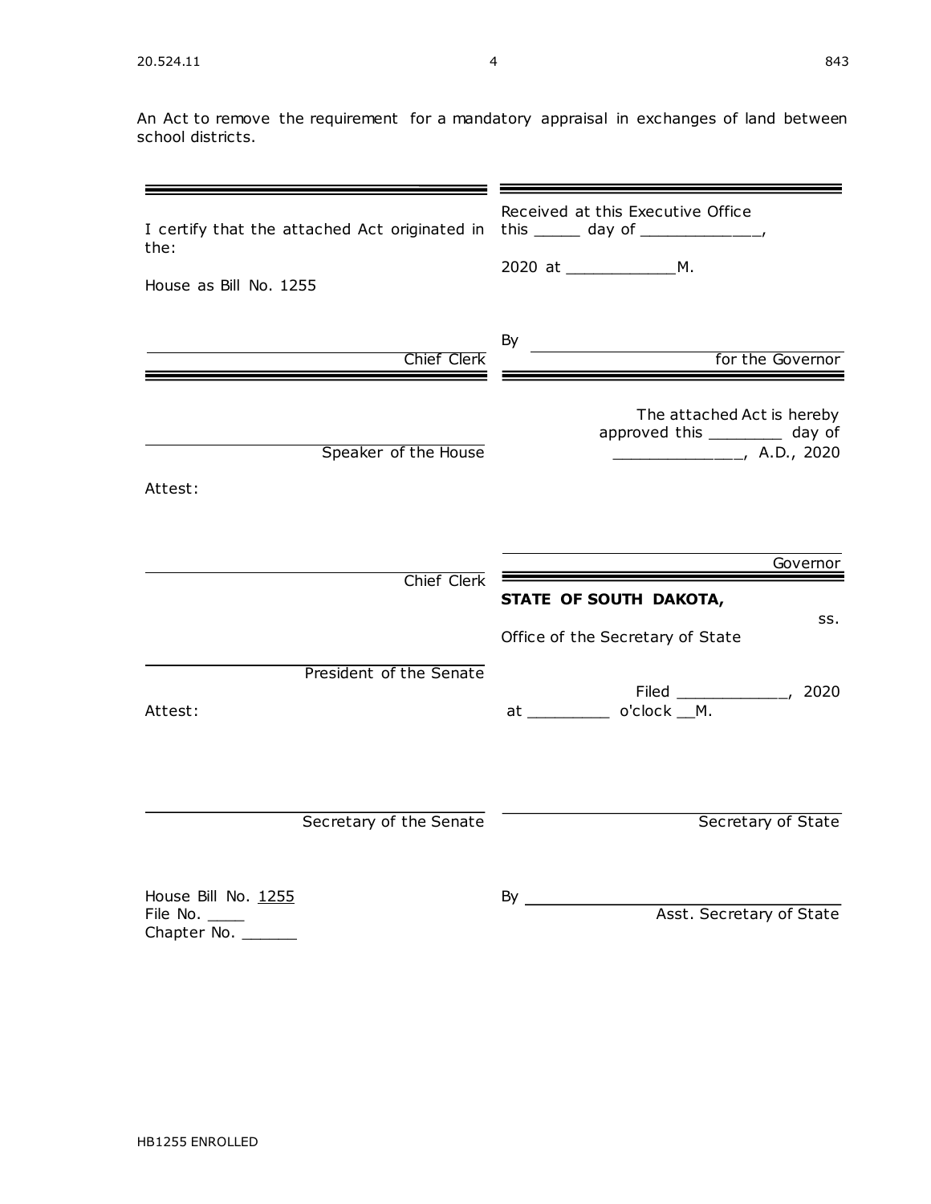An Act to remove the requirement for a mandatory appraisal in exchanges of land between school districts.

I certify that the attached Act originated in the:

House as Bill No. 1255

\_\_\_\_\_\_\_\_\_\_\_\_\_\_\_\_\_\_\_\_\_\_\_\_\_\_\_\_\_\_
Chief Clerk

\_\_\_\_\_\_\_\_\_\_\_\_\_\_\_\_\_\_\_\_\_\_\_\_\_\_\_\_\_\_
Speaker of the House

Attest:

\_\_\_\_\_\_\_\_\_\_\_\_\_\_\_\_\_\_\_\_\_\_\_\_\_\_\_\_\_\_
Chief Clerk

\_\_\_\_\_\_\_\_\_\_\_\_\_\_\_\_\_\_\_\_\_\_\_\_\_\_\_\_\_\_
President of the Senate

Attest:

\_\_\_\_\_\_\_\_\_\_\_\_\_\_\_\_\_\_\_\_\_\_\_\_\_\_\_\_\_\_
Secretary of the Senate

House Bill No. 1255
File No. \_\_\_\_
Chapter No. \_\_\_\_\_\_

Received at this Executive Office this \_\_\_\_\_ day of \_\_\_\_\_\_\_\_\_\_\_\_\_,

2020 at \_\_\_\_\_\_\_\_\_\_\_\_M.

By \_\_\_\_\_\_\_\_\_\_\_\_\_\_\_\_\_\_\_\_\_\_\_\_\_\_\_\_\_\_
for the Governor

The attached Act is hereby approved this \_\_\_\_\_\_\_\_ day of \_\_\_\_\_\_\_\_\_\_\_\_\_\_, A.D., 2020

\_\_\_\_\_\_\_\_\_\_\_\_\_\_\_\_\_\_\_\_\_\_\_\_\_\_\_\_\_\_
Governor

**STATE OF SOUTH DAKOTA,**

ss.

Office of the Secretary of State

Filed \_\_\_\_\_\_\_\_\_\_\_\_, 2020
at \_\_\_\_\_\_\_\_\_ o'clock \_\_M.

\_\_\_\_\_\_\_\_\_\_\_\_\_\_\_\_\_\_\_\_\_\_\_\_\_\_\_\_\_\_
Secretary of State

By \_\_\_\_\_\_\_\_\_\_\_\_\_\_\_\_\_\_\_\_\_\_\_\_\_\_\_\_\_\_
Asst. Secretary of State